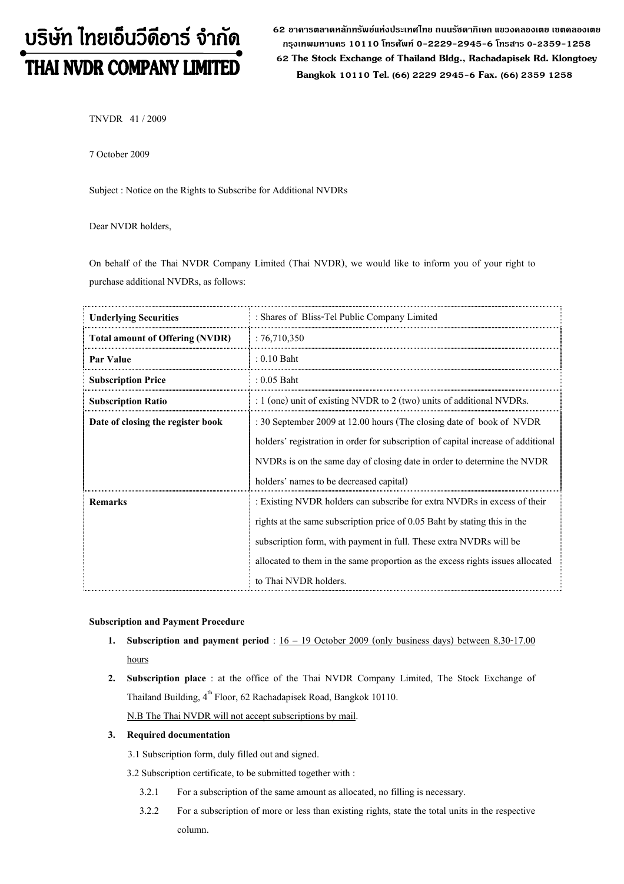# บริษัท ไทยเอ็นวีดีอาร์ จำกัด
# THAI NVDR COMPANY LIMITED

62 อาคารตลาดหลักทรัพย์แห่งประเทศไทย ถนนรัชดาภิเษก แขวงคลองเตย เขตคลองเตย กรุงเทพมหานคร 10110 โทรศัพท์ 0-2229-2945-6 โทรสาร 0-2359-1258
62 The Stock Exchange of Thailand Bldg., Rachadapisek Rd. Klongtoey Bangkok 10110 Tel. (66) 2229 2945-6 Fax. (66) 2359 1258

TNVDR 41 / 2009

7 October 2009

Subject : Notice on the Rights to Subscribe for Additional NVDRs

Dear NVDR holders,

On behalf of the Thai NVDR Company Limited (Thai NVDR), we would like to inform you of your right to purchase additional NVDRs, as follows:

| | |
|---|---|
| **Underlying Securities** | : Shares of Bliss-Tel Public Company Limited |
| **Total amount of Offering (NVDR)** | : 76,710,350 |
| **Par Value** | : 0.10 Baht |
| **Subscription Price** | : 0.05 Baht |
| **Subscription Ratio** | : 1 (one) unit of existing NVDR to 2 (two) units of additional NVDRs. |
| **Date of closing the register book** | : 30 September 2009 at 12.00 hours (The closing date of book of NVDR holders' registration in order for subscription of capital increase of additional NVDRs is on the same day of closing date in order to determine the NVDR holders' names to be decreased capital) |
| **Remarks** | : Existing NVDR holders can subscribe for extra NVDRs in excess of their rights at the same subscription price of 0.05 Baht by stating this in the subscription form, with payment in full. These extra NVDRs will be allocated to them in the same proportion as the excess rights issues allocated to Thai NVDR holders. |

**Subscription and Payment Procedure**

1. **Subscription and payment period** : 16 – 19 October 2009 (only business days) between 8.30-17.00 hours
2. **Subscription place** : at the office of the Thai NVDR Company Limited, The Stock Exchange of Thailand Building, 4th Floor, 62 Rachadapisek Road, Bangkok 10110.
   N.B The Thai NVDR will not accept subscriptions by mail.
3. **Required documentation**
   3.1 Subscription form, duly filled out and signed.
   3.2 Subscription certificate, to be submitted together with :
      3.2.1 For a subscription of the same amount as allocated, no filling is necessary.
      3.2.2 For a subscription of more or less than existing rights, state the total units in the respective column.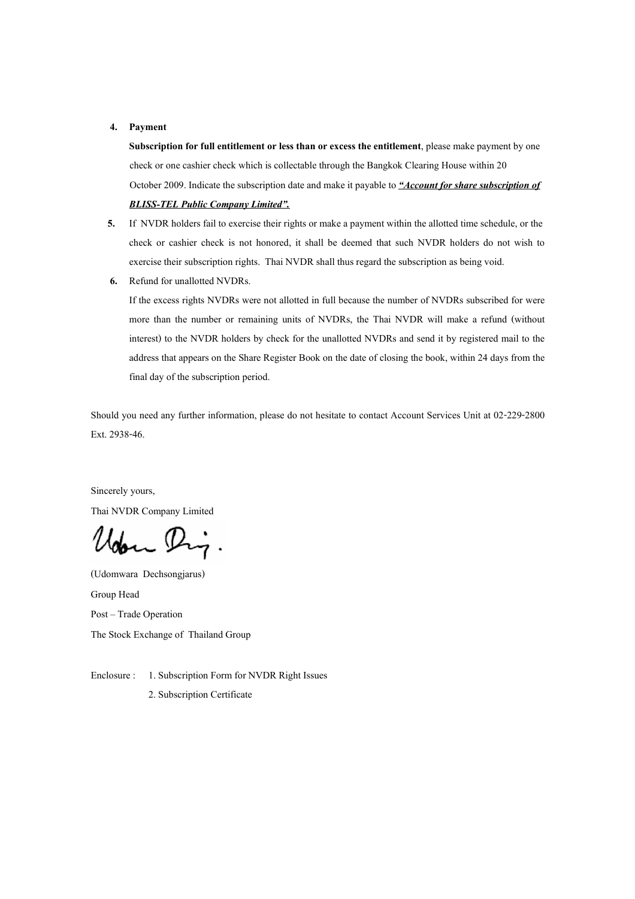4. **Payment**

   **Subscription for full entitlement or less than or excess the entitlement**, please make payment by one check or one cashier check which is collectable through the Bangkok Clearing House within 20 October 2009. Indicate the subscription date and make it payable to ***"Account for share subscription of BLISS-TEL Public Company Limited".***

5. If NVDR holders fail to exercise their rights or make a payment within the allotted time schedule, or the check or cashier check is not honored, it shall be deemed that such NVDR holders do not wish to exercise their subscription rights. Thai NVDR shall thus regard the subscription as being void.

6. Refund for unallotted NVDRs.

   If the excess rights NVDRs were not allotted in full because the number of NVDRs subscribed for were more than the number or remaining units of NVDRs, the Thai NVDR will make a refund (without interest) to the NVDR holders by check for the unallotted NVDRs and send it by registered mail to the address that appears on the Share Register Book on the date of closing the book, within 24 days from the final day of the subscription period.

Should you need any further information, please do not hesitate to contact Account Services Unit at 02-229-2800 Ext. 2938-46.

Sincerely yours,

Thai NVDR Company Limited

(Udomwara Dechsongjarus)

Group Head

Post – Trade Operation

The Stock Exchange of Thailand Group

Enclosure : 1. Subscription Form for NVDR Right Issues

2. Subscription Certificate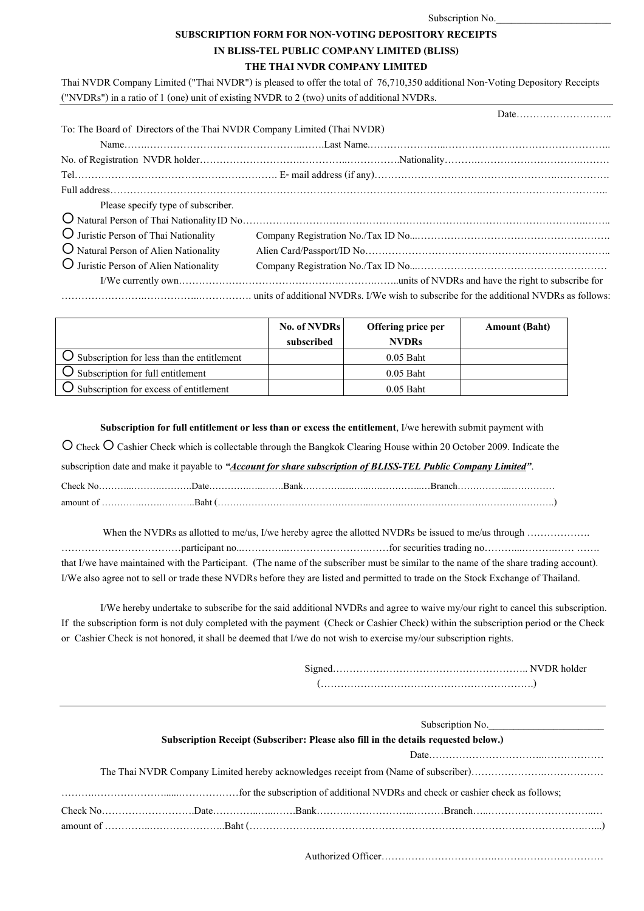Subscription No.______________________

**SUBSCRIPTION FORM FOR NON-VOTING DEPOSITORY RECEIPTS**

**IN BLISS-TEL PUBLIC COMPANY LIMITED (BLISS)**

**THE THAI NVDR COMPANY LIMITED**

Thai NVDR Company Limited ("Thai NVDR") is pleased to offer the total of 76,710,350 additional Non-Voting Depository Receipts ("NVDRs") in a ratio of 1 (one) unit of existing NVDR to 2 (two) units of additional NVDRs.

Date………………………..

To: The Board of Directors of the Thai NVDR Company Limited (Thai NVDR)

Name……..…………………………………..…….Last Name.…………………..………………………………………..

No. of Registration NVDR holder……………………….…………..…………….Nationality……….…………………….………

Tel…………………………………………………… E- mail address (if any)……………………………………………….……………

Full address……………………………………………………………………………………….……………………………..

Please specify type of subscriber.

○ Natural Person of Thai Nationality ID No…………………………………………………………………………………….……..

○ Juristic Person of Thai Nationality Company Registration No./Tax ID No...………………………………………………….

○ Natural Person of Alien Nationality Alien Card/Passport/ID No…………………………………………………………………..

○ Juristic Person of Alien Nationality Company Registration No./Tax ID No...…………………………………………………

I/We currently own…………………………………………..……..……..units of NVDRs and have the right to subscribe for ……………………..……………..……………. units of additional NVDRs. I/We wish to subscribe for the additional NVDRs as follows:

| | No. of NVDRs subscribed | Offering price per NVDRs | Amount (Baht) |
|---|---|---|---|
| ○ Subscription for less than the entitlement | | 0.05 Baht | |
| ○ Subscription for full entitlement | | 0.05 Baht | |
| ○ Subscription for excess of entitlement | | 0.05 Baht | |

**Subscription for full entitlement or less than or excess the entitlement**, I/we herewith submit payment with

○ Check ○ Cashier Check which is collectable through the Bangkok Clearing House within 20 October 2009. Indicate the subscription date and make it payable to ***"Account for share subscription of BLISS-TEL Public Company Limited"***.

Check No………..………………Date……………..……Bank……………………..……………..…Branch……………..……………

amount of ……………………..Baht (………………………………………………………………………………………..)

When the NVDRs as allotted to me/us, I/we hereby agree the allotted NVDRs be issued to me/us through ………………. ………………………………participant no..…………..……………………..……for securities trading no………..………..…… ……. that I/we have maintained with the Participant. (The name of the subscriber must be similar to the name of the share trading account). I/We also agree not to sell or trade these NVDRs before they are listed and permitted to trade on the Stock Exchange of Thailand.

I/We hereby undertake to subscribe for the said additional NVDRs and agree to waive my/our right to cancel this subscription. If the subscription form is not duly completed with the payment (Check or Cashier Check) within the subscription period or the Check or Cashier Check is not honored, it shall be deemed that I/we do not wish to exercise my/our subscription rights.

Signed………………………………………………….. NVDR holder

(……………………………………………………….)

---

Subscription No.______________________

**Subscription Receipt (Subscriber: Please also fill in the details requested below.)**

Date……………………………..………………

The Thai NVDR Company Limited hereby acknowledges receipt from (Name of subscriber)…………………..………………

………..…………………......………………for the subscription of additional NVDRs and check or cashier check as follows;

Check No……………………….Date…………..…..……Bank……….……………..………Branch…..…………………………..…

amount of …………..…………………..Baht (…………………..……………………………………………………………..…...)

Authorized Officer……………………………………………………………